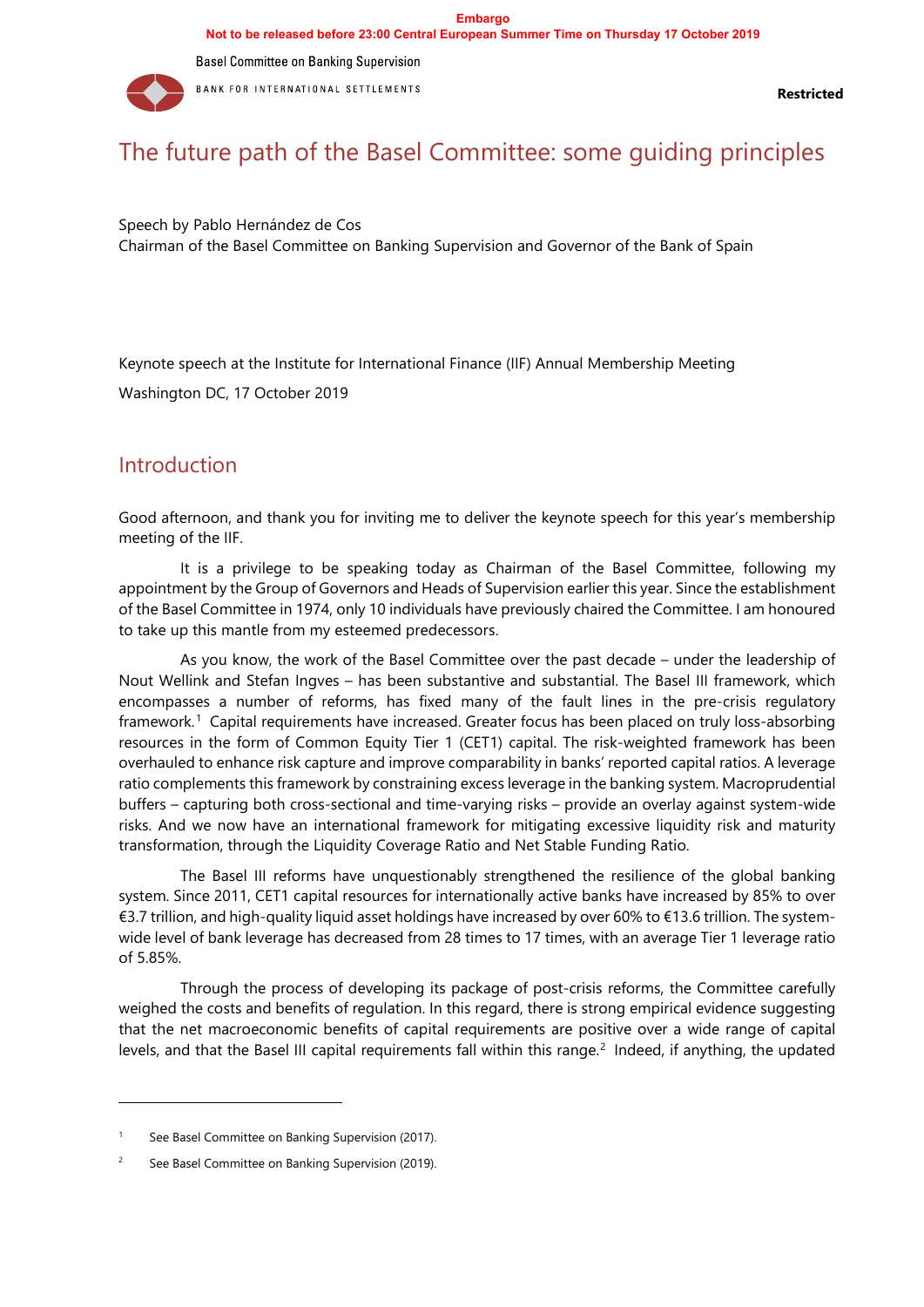Embargo
Not to be released before 23:00 Central European Summer Time on Thursday 17 October 2019

Basel Committee on Banking Supervision

BANK FOR INTERNATIONAL SETTLEMENTS

**Restricted**

# The future path of the Basel Committee: some guiding principles

Speech by Pablo Hernández de Cos
Chairman of the Basel Committee on Banking Supervision and Governor of the Bank of Spain

Keynote speech at the Institute for International Finance (IIF) Annual Membership Meeting

Washington DC, 17 October 2019

## Introduction

Good afternoon, and thank you for inviting me to deliver the keynote speech for this year's membership meeting of the IIF.

It is a privilege to be speaking today as Chairman of the Basel Committee, following my appointment by the Group of Governors and Heads of Supervision earlier this year. Since the establishment of the Basel Committee in 1974, only 10 individuals have previously chaired the Committee. I am honoured to take up this mantle from my esteemed predecessors.

As you know, the work of the Basel Committee over the past decade – under the leadership of Nout Wellink and Stefan Ingves – has been substantive and substantial. The Basel III framework, which encompasses a number of reforms, has fixed many of the fault lines in the pre-crisis regulatory framework.[1] Capital requirements have increased. Greater focus has been placed on truly loss-absorbing resources in the form of Common Equity Tier 1 (CET1) capital. The risk-weighted framework has been overhauled to enhance risk capture and improve comparability in banks' reported capital ratios. A leverage ratio complements this framework by constraining excess leverage in the banking system. Macroprudential buffers – capturing both cross-sectional and time-varying risks – provide an overlay against system-wide risks. And we now have an international framework for mitigating excessive liquidity risk and maturity transformation, through the Liquidity Coverage Ratio and Net Stable Funding Ratio.

The Basel III reforms have unquestionably strengthened the resilience of the global banking system. Since 2011, CET1 capital resources for internationally active banks have increased by 85% to over €3.7 trillion, and high-quality liquid asset holdings have increased by over 60% to €13.6 trillion. The system-wide level of bank leverage has decreased from 28 times to 17 times, with an average Tier 1 leverage ratio of 5.85%.

Through the process of developing its package of post-crisis reforms, the Committee carefully weighed the costs and benefits of regulation. In this regard, there is strong empirical evidence suggesting that the net macroeconomic benefits of capital requirements are positive over a wide range of capital levels, and that the Basel III capital requirements fall within this range.[2] Indeed, if anything, the updated

---

[1] See Basel Committee on Banking Supervision (2017).

[2] See Basel Committee on Banking Supervision (2019).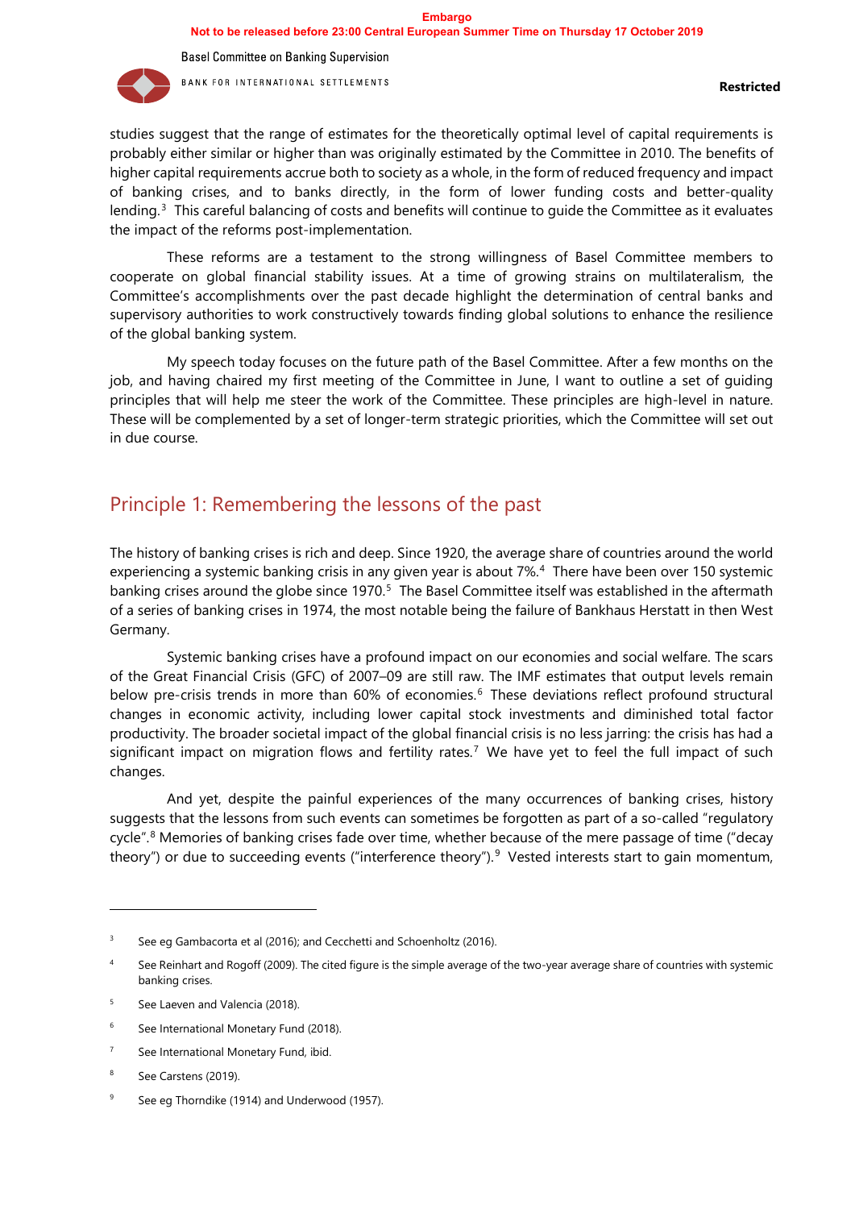studies suggest that the range of estimates for the theoretically optimal level of capital requirements is probably either similar or higher than was originally estimated by the Committee in 2010. The benefits of higher capital requirements accrue both to society as a whole, in the form of reduced frequency and impact of banking crises, and to banks directly, in the form of lower funding costs and better-quality lending.[3] This careful balancing of costs and benefits will continue to guide the Committee as it evaluates the impact of the reforms post-implementation.

These reforms are a testament to the strong willingness of Basel Committee members to cooperate on global financial stability issues. At a time of growing strains on multilateralism, the Committee's accomplishments over the past decade highlight the determination of central banks and supervisory authorities to work constructively towards finding global solutions to enhance the resilience of the global banking system.

My speech today focuses on the future path of the Basel Committee. After a few months on the job, and having chaired my first meeting of the Committee in June, I want to outline a set of guiding principles that will help me steer the work of the Committee. These principles are high-level in nature. These will be complemented by a set of longer-term strategic priorities, which the Committee will set out in due course.

## Principle 1: Remembering the lessons of the past

The history of banking crises is rich and deep. Since 1920, the average share of countries around the world experiencing a systemic banking crisis in any given year is about 7%.[4] There have been over 150 systemic banking crises around the globe since 1970.[5] The Basel Committee itself was established in the aftermath of a series of banking crises in 1974, the most notable being the failure of Bankhaus Herstatt in then West Germany.

Systemic banking crises have a profound impact on our economies and social welfare. The scars of the Great Financial Crisis (GFC) of 2007–09 are still raw. The IMF estimates that output levels remain below pre-crisis trends in more than 60% of economies.[6] These deviations reflect profound structural changes in economic activity, including lower capital stock investments and diminished total factor productivity. The broader societal impact of the global financial crisis is no less jarring: the crisis has had a significant impact on migration flows and fertility rates.[7] We have yet to feel the full impact of such changes.

And yet, despite the painful experiences of the many occurrences of banking crises, history suggests that the lessons from such events can sometimes be forgotten as part of a so-called "regulatory cycle".[8] Memories of banking crises fade over time, whether because of the mere passage of time ("decay theory") or due to succeeding events ("interference theory").[9] Vested interests start to gain momentum,

---

[3] See eg Gambacorta et al (2016); and Cecchetti and Schoenholtz (2016).

[4] See Reinhart and Rogoff (2009). The cited figure is the simple average of the two-year average share of countries with systemic banking crises.

[5] See Laeven and Valencia (2018).

[6] See International Monetary Fund (2018).

[7] See International Monetary Fund, ibid.

[8] See Carstens (2019).

[9] See eg Thorndike (1914) and Underwood (1957).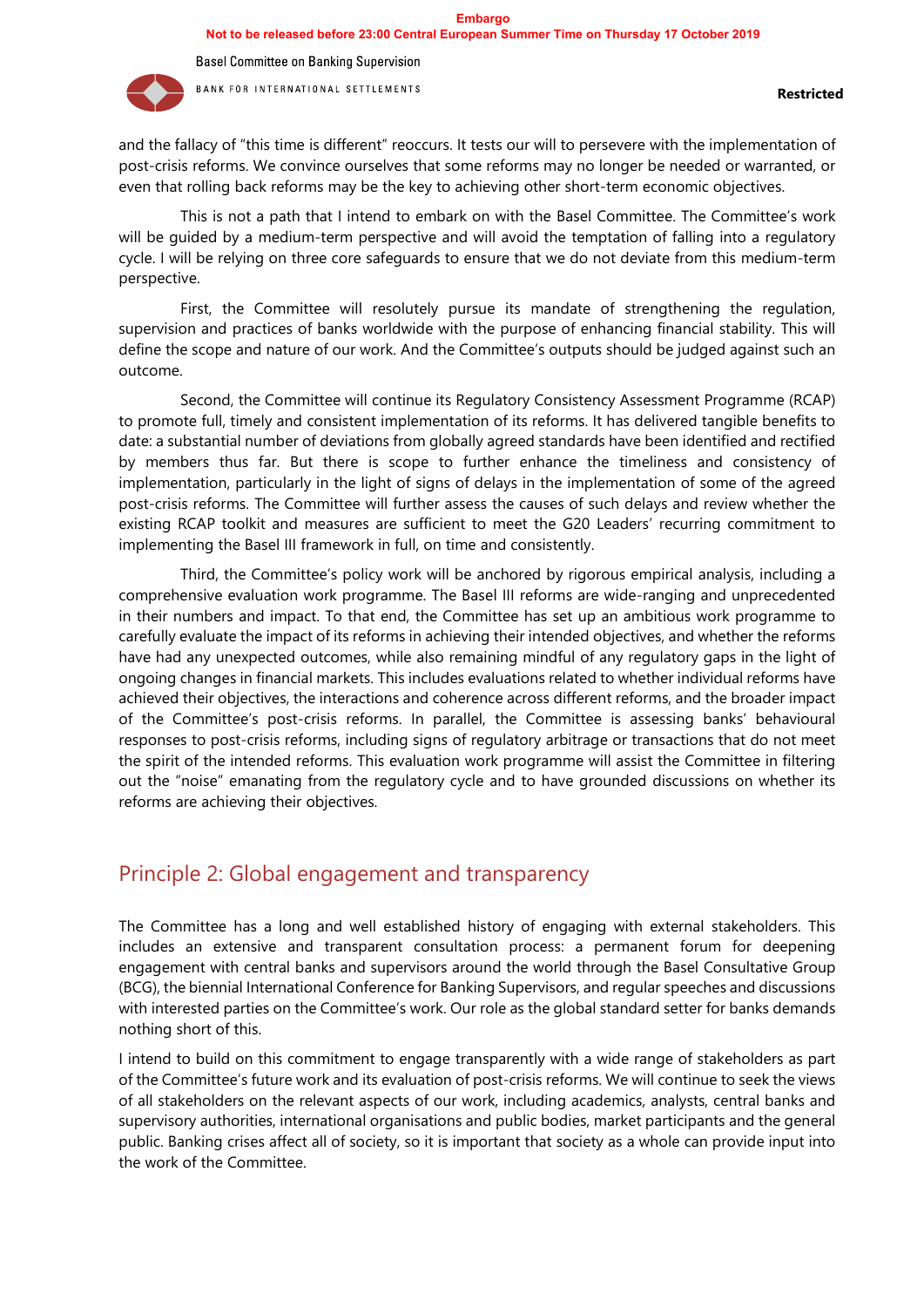and the fallacy of "this time is different" reoccurs. It tests our will to persevere with the implementation of post-crisis reforms. We convince ourselves that some reforms may no longer be needed or warranted, or even that rolling back reforms may be the key to achieving other short-term economic objectives.

This is not a path that I intend to embark on with the Basel Committee. The Committee's work will be guided by a medium-term perspective and will avoid the temptation of falling into a regulatory cycle. I will be relying on three core safeguards to ensure that we do not deviate from this medium-term perspective.

First, the Committee will resolutely pursue its mandate of strengthening the regulation, supervision and practices of banks worldwide with the purpose of enhancing financial stability. This will define the scope and nature of our work. And the Committee's outputs should be judged against such an outcome.

Second, the Committee will continue its Regulatory Consistency Assessment Programme (RCAP) to promote full, timely and consistent implementation of its reforms. It has delivered tangible benefits to date: a substantial number of deviations from globally agreed standards have been identified and rectified by members thus far. But there is scope to further enhance the timeliness and consistency of implementation, particularly in the light of signs of delays in the implementation of some of the agreed post-crisis reforms. The Committee will further assess the causes of such delays and review whether the existing RCAP toolkit and measures are sufficient to meet the G20 Leaders' recurring commitment to implementing the Basel III framework in full, on time and consistently.

Third, the Committee's policy work will be anchored by rigorous empirical analysis, including a comprehensive evaluation work programme. The Basel III reforms are wide-ranging and unprecedented in their numbers and impact. To that end, the Committee has set up an ambitious work programme to carefully evaluate the impact of its reforms in achieving their intended objectives, and whether the reforms have had any unexpected outcomes, while also remaining mindful of any regulatory gaps in the light of ongoing changes in financial markets. This includes evaluations related to whether individual reforms have achieved their objectives, the interactions and coherence across different reforms, and the broader impact of the Committee's post-crisis reforms. In parallel, the Committee is assessing banks' behavioural responses to post-crisis reforms, including signs of regulatory arbitrage or transactions that do not meet the spirit of the intended reforms. This evaluation work programme will assist the Committee in filtering out the "noise" emanating from the regulatory cycle and to have grounded discussions on whether its reforms are achieving their objectives.

## Principle 2: Global engagement and transparency

The Committee has a long and well established history of engaging with external stakeholders. This includes an extensive and transparent consultation process: a permanent forum for deepening engagement with central banks and supervisors around the world through the Basel Consultative Group (BCG), the biennial International Conference for Banking Supervisors, and regular speeches and discussions with interested parties on the Committee's work. Our role as the global standard setter for banks demands nothing short of this.

I intend to build on this commitment to engage transparently with a wide range of stakeholders as part of the Committee's future work and its evaluation of post-crisis reforms. We will continue to seek the views of all stakeholders on the relevant aspects of our work, including academics, analysts, central banks and supervisory authorities, international organisations and public bodies, market participants and the general public. Banking crises affect all of society, so it is important that society as a whole can provide input into the work of the Committee.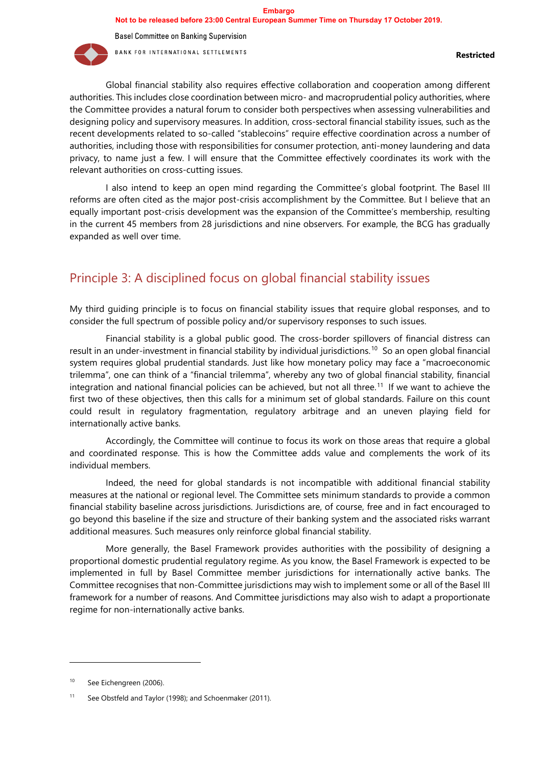Global financial stability also requires effective collaboration and cooperation among different authorities. This includes close coordination between micro- and macroprudential policy authorities, where the Committee provides a natural forum to consider both perspectives when assessing vulnerabilities and designing policy and supervisory measures. In addition, cross-sectoral financial stability issues, such as the recent developments related to so-called "stablecoins" require effective coordination across a number of authorities, including those with responsibilities for consumer protection, anti-money laundering and data privacy, to name just a few. I will ensure that the Committee effectively coordinates its work with the relevant authorities on cross-cutting issues.

I also intend to keep an open mind regarding the Committee's global footprint. The Basel III reforms are often cited as the major post-crisis accomplishment by the Committee. But I believe that an equally important post-crisis development was the expansion of the Committee's membership, resulting in the current 45 members from 28 jurisdictions and nine observers. For example, the BCG has gradually expanded as well over time.

## Principle 3: A disciplined focus on global financial stability issues

My third guiding principle is to focus on financial stability issues that require global responses, and to consider the full spectrum of possible policy and/or supervisory responses to such issues.

Financial stability is a global public good. The cross-border spillovers of financial distress can result in an under-investment in financial stability by individual jurisdictions.[10] So an open global financial system requires global prudential standards. Just like how monetary policy may face a "macroeconomic trilemma", one can think of a "financial trilemma", whereby any two of global financial stability, financial integration and national financial policies can be achieved, but not all three.[11] If we want to achieve the first two of these objectives, then this calls for a minimum set of global standards. Failure on this count could result in regulatory fragmentation, regulatory arbitrage and an uneven playing field for internationally active banks.

Accordingly, the Committee will continue to focus its work on those areas that require a global and coordinated response. This is how the Committee adds value and complements the work of its individual members.

Indeed, the need for global standards is not incompatible with additional financial stability measures at the national or regional level. The Committee sets minimum standards to provide a common financial stability baseline across jurisdictions. Jurisdictions are, of course, free and in fact encouraged to go beyond this baseline if the size and structure of their banking system and the associated risks warrant additional measures. Such measures only reinforce global financial stability.

More generally, the Basel Framework provides authorities with the possibility of designing a proportional domestic prudential regulatory regime. As you know, the Basel Framework is expected to be implemented in full by Basel Committee member jurisdictions for internationally active banks. The Committee recognises that non-Committee jurisdictions may wish to implement some or all of the Basel III framework for a number of reasons. And Committee jurisdictions may also wish to adapt a proportionate regime for non-internationally active banks.

---

[10] See Eichengreen (2006).

[11] See Obstfeld and Taylor (1998); and Schoenmaker (2011).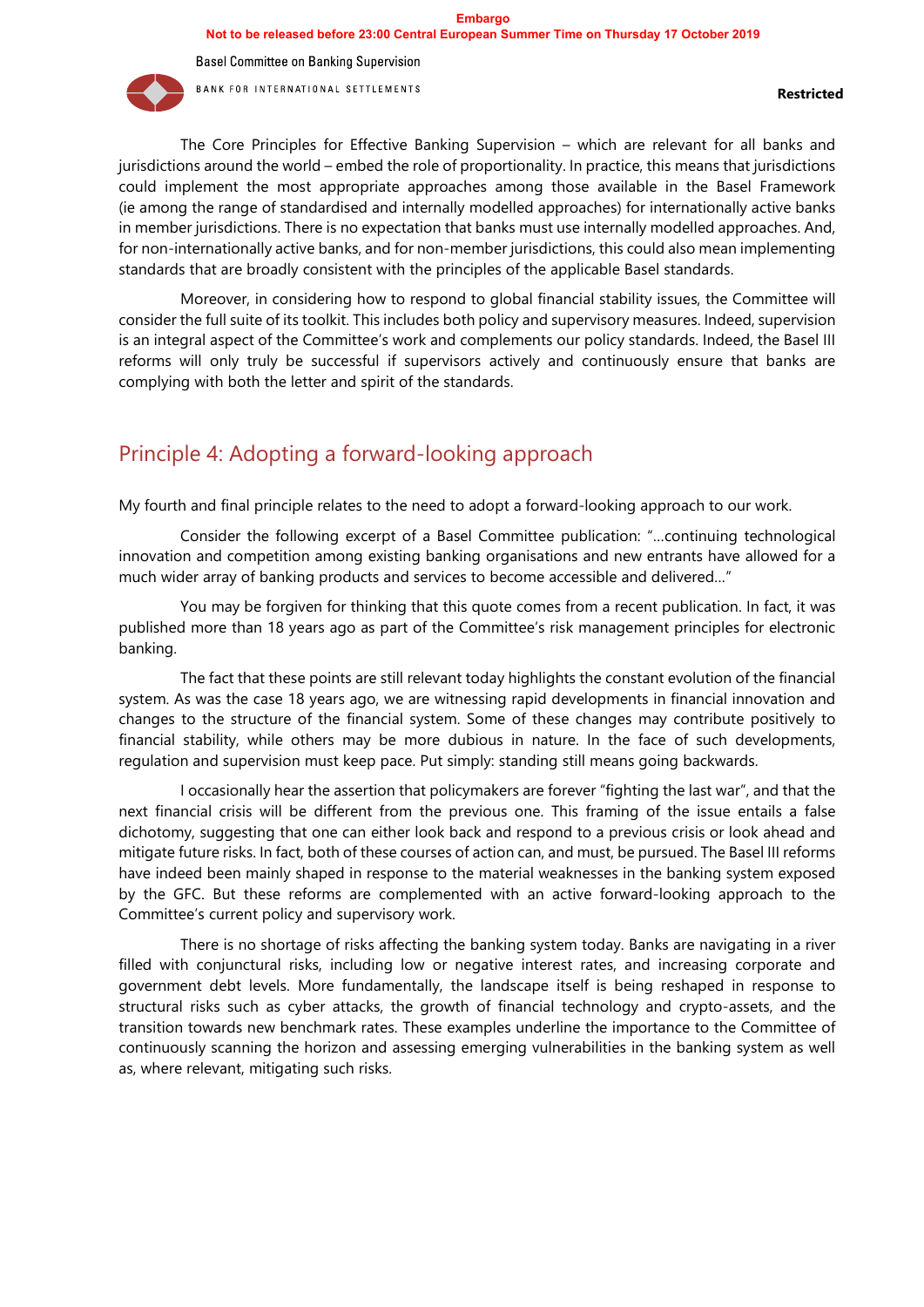The Core Principles for Effective Banking Supervision – which are relevant for all banks and jurisdictions around the world – embed the role of proportionality. In practice, this means that jurisdictions could implement the most appropriate approaches among those available in the Basel Framework (ie among the range of standardised and internally modelled approaches) for internationally active banks in member jurisdictions. There is no expectation that banks must use internally modelled approaches. And, for non-internationally active banks, and for non-member jurisdictions, this could also mean implementing standards that are broadly consistent with the principles of the applicable Basel standards.

Moreover, in considering how to respond to global financial stability issues, the Committee will consider the full suite of its toolkit. This includes both policy and supervisory measures. Indeed, supervision is an integral aspect of the Committee's work and complements our policy standards. Indeed, the Basel III reforms will only truly be successful if supervisors actively and continuously ensure that banks are complying with both the letter and spirit of the standards.

## Principle 4: Adopting a forward-looking approach

My fourth and final principle relates to the need to adopt a forward-looking approach to our work.

Consider the following excerpt of a Basel Committee publication: "…continuing technological innovation and competition among existing banking organisations and new entrants have allowed for a much wider array of banking products and services to become accessible and delivered…"

You may be forgiven for thinking that this quote comes from a recent publication. In fact, it was published more than 18 years ago as part of the Committee's risk management principles for electronic banking.

The fact that these points are still relevant today highlights the constant evolution of the financial system. As was the case 18 years ago, we are witnessing rapid developments in financial innovation and changes to the structure of the financial system. Some of these changes may contribute positively to financial stability, while others may be more dubious in nature. In the face of such developments, regulation and supervision must keep pace. Put simply: standing still means going backwards.

I occasionally hear the assertion that policymakers are forever "fighting the last war", and that the next financial crisis will be different from the previous one. This framing of the issue entails a false dichotomy, suggesting that one can either look back and respond to a previous crisis or look ahead and mitigate future risks. In fact, both of these courses of action can, and must, be pursued. The Basel III reforms have indeed been mainly shaped in response to the material weaknesses in the banking system exposed by the GFC. But these reforms are complemented with an active forward-looking approach to the Committee's current policy and supervisory work.

There is no shortage of risks affecting the banking system today. Banks are navigating in a river filled with conjunctural risks, including low or negative interest rates, and increasing corporate and government debt levels. More fundamentally, the landscape itself is being reshaped in response to structural risks such as cyber attacks, the growth of financial technology and crypto-assets, and the transition towards new benchmark rates. These examples underline the importance to the Committee of continuously scanning the horizon and assessing emerging vulnerabilities in the banking system as well as, where relevant, mitigating such risks.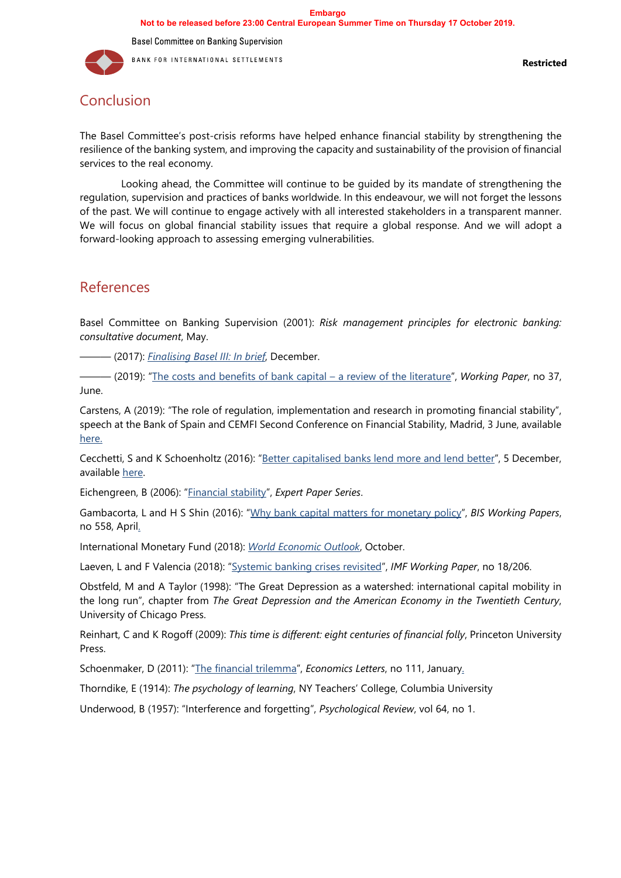## Conclusion

The Basel Committee's post-crisis reforms have helped enhance financial stability by strengthening the resilience of the banking system, and improving the capacity and sustainability of the provision of financial services to the real economy.

Looking ahead, the Committee will continue to be guided by its mandate of strengthening the regulation, supervision and practices of banks worldwide. In this endeavour, we will not forget the lessons of the past. We will continue to engage actively with all interested stakeholders in a transparent manner. We will focus on global financial stability issues that require a global response. And we will adopt a forward-looking approach to assessing emerging vulnerabilities.

## References

Basel Committee on Banking Supervision (2001): *Risk management principles for electronic banking: consultative document*, May.

——— (2017): *Finalising Basel III: In brief*, December.

——— (2019): "The costs and benefits of bank capital – a review of the literature", *Working Paper*, no 37, June.

Carstens, A (2019): "The role of regulation, implementation and research in promoting financial stability", speech at the Bank of Spain and CEMFI Second Conference on Financial Stability, Madrid, 3 June, available here.

Cecchetti, S and K Schoenholtz (2016): "Better capitalised banks lend more and lend better", 5 December, available here.

Eichengreen, B (2006): "Financial stability", *Expert Paper Series*.

Gambacorta, L and H S Shin (2016): "Why bank capital matters for monetary policy", *BIS Working Papers*, no 558, April.

International Monetary Fund (2018): *World Economic Outlook*, October.

Laeven, L and F Valencia (2018): "Systemic banking crises revisited", *IMF Working Paper*, no 18/206.

Obstfeld, M and A Taylor (1998): "The Great Depression as a watershed: international capital mobility in the long run", chapter from *The Great Depression and the American Economy in the Twentieth Century*, University of Chicago Press.

Reinhart, C and K Rogoff (2009): *This time is different: eight centuries of financial folly*, Princeton University Press.

Schoenmaker, D (2011): "The financial trilemma", *Economics Letters*, no 111, January.

Thorndike, E (1914): *The psychology of learning*, NY Teachers' College, Columbia University

Underwood, B (1957): "Interference and forgetting", *Psychological Review*, vol 64, no 1.